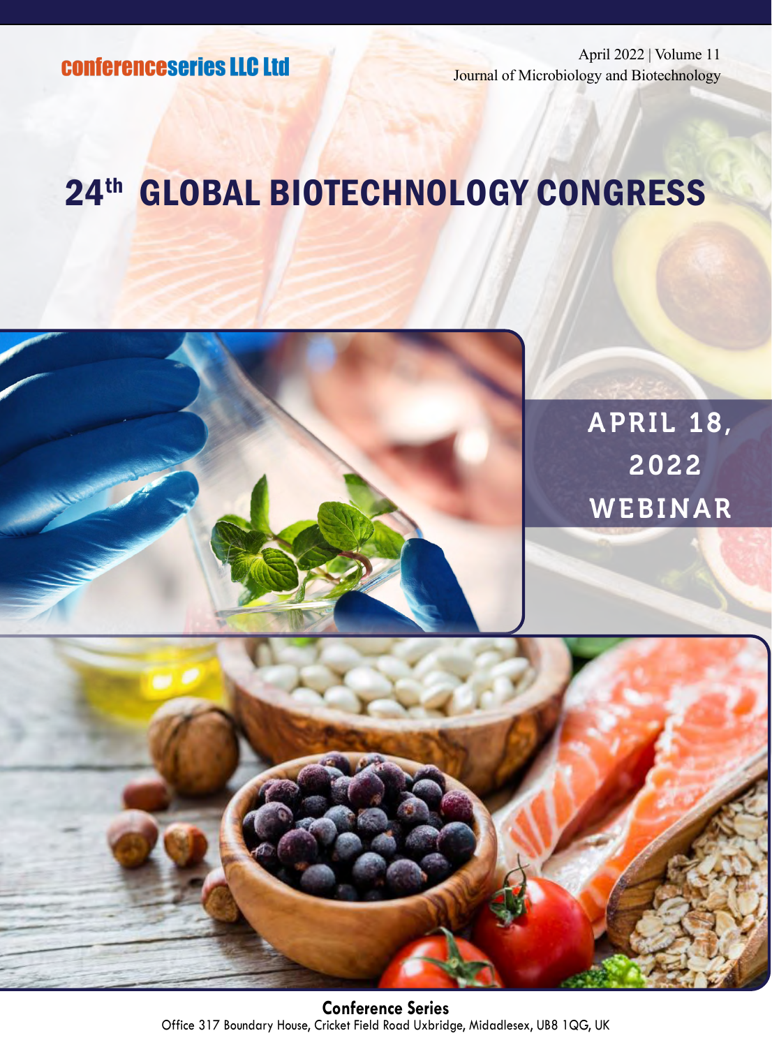conferenceseries LLC Ltd

April 2022 | Volume 11
Journal of Microbiology and Biotechnology

# 24th GLOBAL BIOTECHNOLOGY CONGRESS

APRIL 18, 2022
WEBINAR

**Conference Series**
Office 317 Boundary House, Cricket Field Road Uxbridge, Midadlesex, UB8 1QG, UK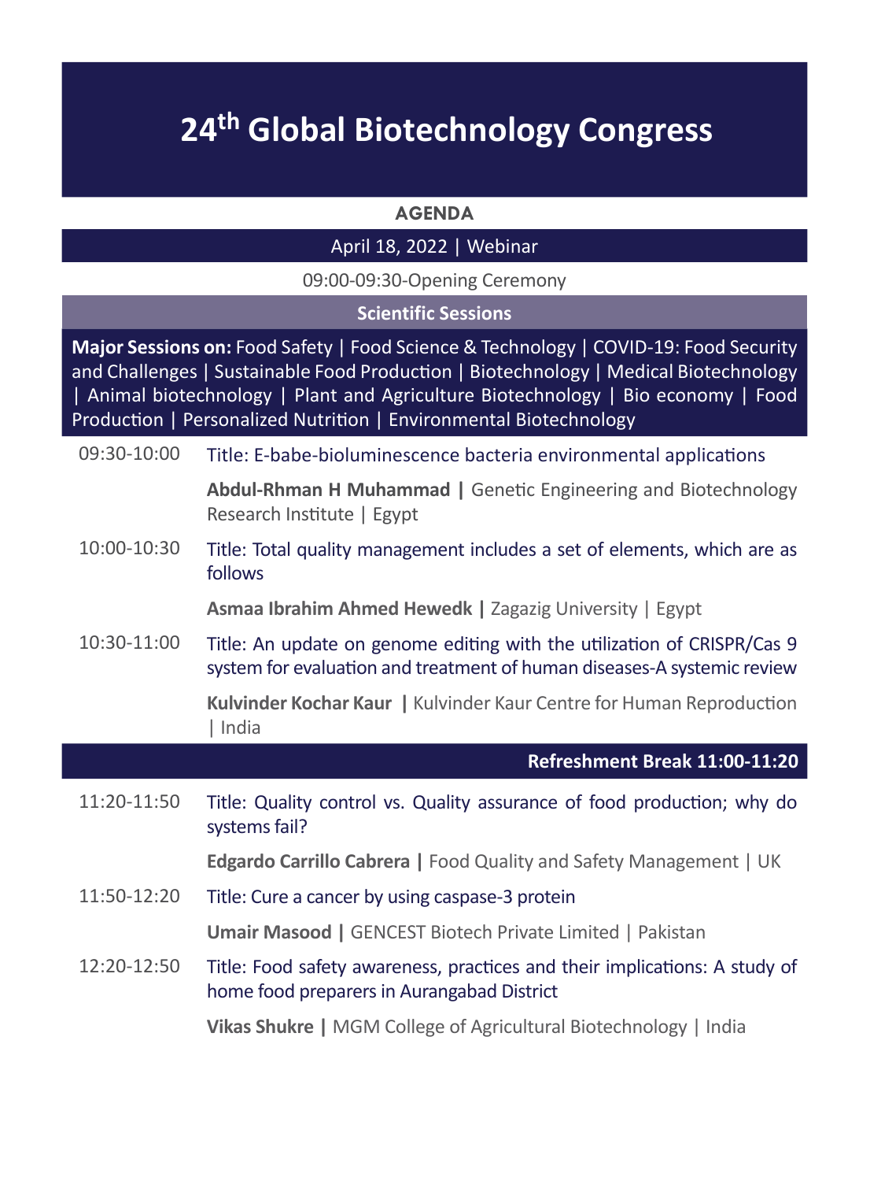# 24th Global Biotechnology Congress

## AGENDA

**April 18, 2022 | Webinar**

09:00-09:30-Opening Ceremony

### Scientific Sessions

**Major Sessions on:** Food Safety | Food Science & Technology | COVID-19: Food Security and Challenges | Sustainable Food Production | Biotechnology | Medical Biotechnology | Animal biotechnology | Plant and Agriculture Biotechnology | Bio economy | Food Production | Personalized Nutrition | Environmental Biotechnology

**09:30-10:00** Title: E-babe-bioluminescence bacteria environmental applications

**Abdul-Rhman H Muhammad |** Genetic Engineering and Biotechnology Research Institute | Egypt

**10:00-10:30** Title: Total quality management includes a set of elements, which are as follows

**Asmaa Ibrahim Ahmed Hewedk |** Zagazig University | Egypt

**10:30-11:00** Title: An update on genome editing with the utilization of CRISPR/Cas 9 system for evaluation and treatment of human diseases-A systemic review

**Kulvinder Kochar Kaur |** Kulvinder Kaur Centre for Human Reproduction | India

**Refreshment Break 11:00-11:20**

**11:20-11:50** Title: Quality control vs. Quality assurance of food production; why do systems fail?

**Edgardo Carrillo Cabrera |** Food Quality and Safety Management | UK

**11:50-12:20** Title: Cure a cancer by using caspase-3 protein

**Umair Masood |** GENCEST Biotech Private Limited | Pakistan

**12:20-12:50** Title: Food safety awareness, practices and their implications: A study of home food preparers in Aurangabad District

**Vikas Shukre |** MGM College of Agricultural Biotechnology | India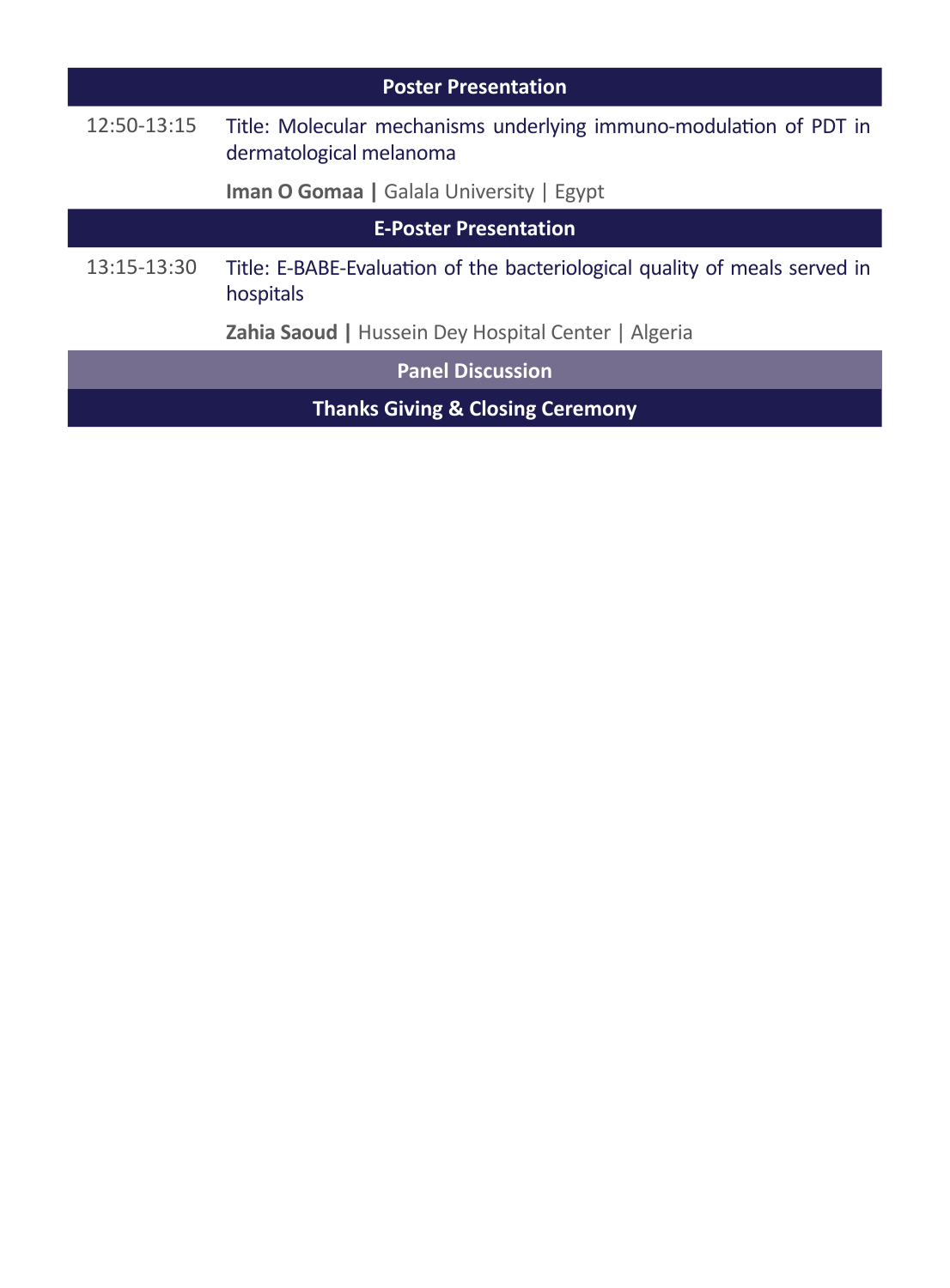| Poster Presentation | |
| --- | --- |
| 12:50-13:15 | Title: Molecular mechanisms underlying immuno-modulation of PDT in dermatological melanoma<br><br>**Iman O Gomaa \|** Galala University \| Egypt |

| E-Poster Presentation | |
| --- | --- |
| 13:15-13:30 | Title: E-BABE-Evaluation of the bacteriological quality of meals served in hospitals<br><br>**Zahia Saoud \|** Hussein Dey Hospital Center \| Algeria |

**Panel Discussion**

**Thanks Giving & Closing Ceremony**